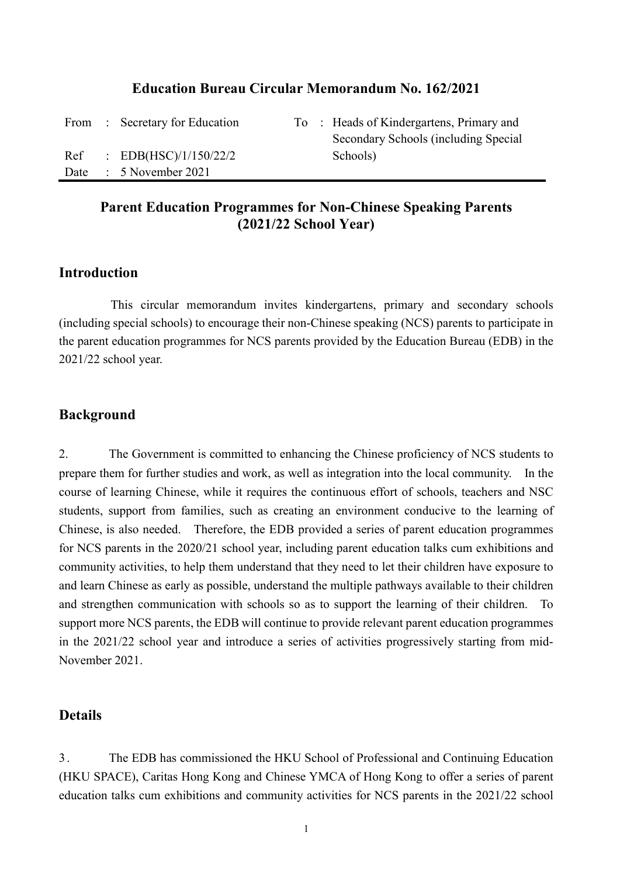# Education Bureau Circular Memorandum No. 162/2021

| | | | |
|---|---|---|---|
| From | : Secretary for Education | To | : Heads of Kindergartens, Primary and Secondary Schools (including Special Schools) |
| Ref | : EDB(HSC)/1/150/22/2 | | |
| Date | : 5 November 2021 | | |

## Parent Education Programmes for Non-Chinese Speaking Parents (2021/22 School Year)

## Introduction

This circular memorandum invites kindergartens, primary and secondary schools (including special schools) to encourage their non-Chinese speaking (NCS) parents to participate in the parent education programmes for NCS parents provided by the Education Bureau (EDB) in the 2021/22 school year.

## Background

2. The Government is committed to enhancing the Chinese proficiency of NCS students to prepare them for further studies and work, as well as integration into the local community. In the course of learning Chinese, while it requires the continuous effort of schools, teachers and NSC students, support from families, such as creating an environment conducive to the learning of Chinese, is also needed. Therefore, the EDB provided a series of parent education programmes for NCS parents in the 2020/21 school year, including parent education talks cum exhibitions and community activities, to help them understand that they need to let their children have exposure to and learn Chinese as early as possible, understand the multiple pathways available to their children and strengthen communication with schools so as to support the learning of their children. To support more NCS parents, the EDB will continue to provide relevant parent education programmes in the 2021/22 school year and introduce a series of activities progressively starting from mid-November 2021.

## Details

3. The EDB has commissioned the HKU School of Professional and Continuing Education (HKU SPACE), Caritas Hong Kong and Chinese YMCA of Hong Kong to offer a series of parent education talks cum exhibitions and community activities for NCS parents in the 2021/22 school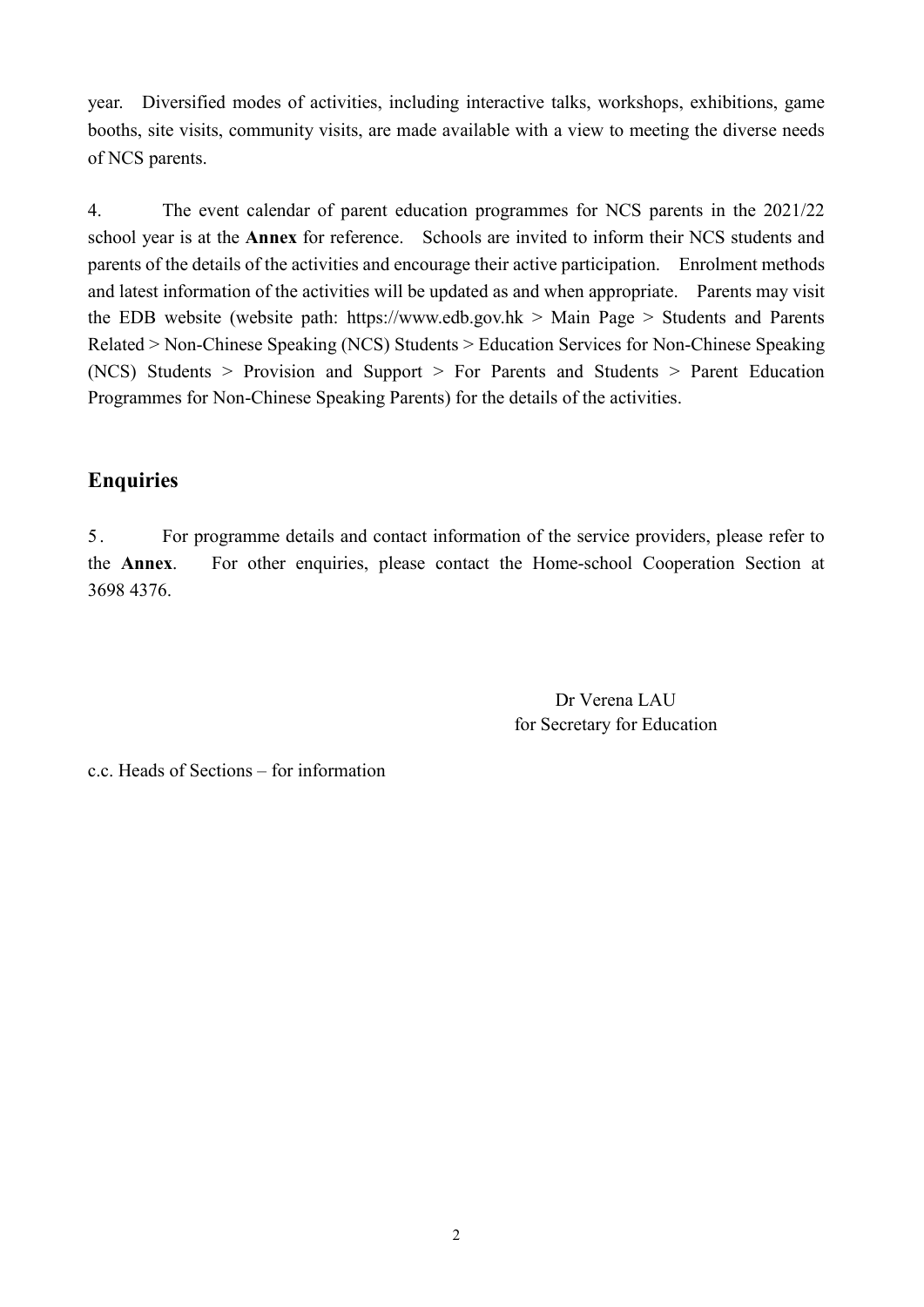year. Diversified modes of activities, including interactive talks, workshops, exhibitions, game booths, site visits, community visits, are made available with a view to meeting the diverse needs of NCS parents.

4. The event calendar of parent education programmes for NCS parents in the 2021/22 school year is at the **Annex** for reference. Schools are invited to inform their NCS students and parents of the details of the activities and encourage their active participation. Enrolment methods and latest information of the activities will be updated as and when appropriate. Parents may visit the EDB website (website path: https://www.edb.gov.hk > Main Page > Students and Parents Related > Non-Chinese Speaking (NCS) Students > Education Services for Non-Chinese Speaking (NCS) Students > Provision and Support > For Parents and Students > Parent Education Programmes for Non-Chinese Speaking Parents) for the details of the activities.

## Enquiries

5. For programme details and contact information of the service providers, please refer to the **Annex**. For other enquiries, please contact the Home-school Cooperation Section at 3698 4376.

Dr Verena LAU
for Secretary for Education

c.c. Heads of Sections – for information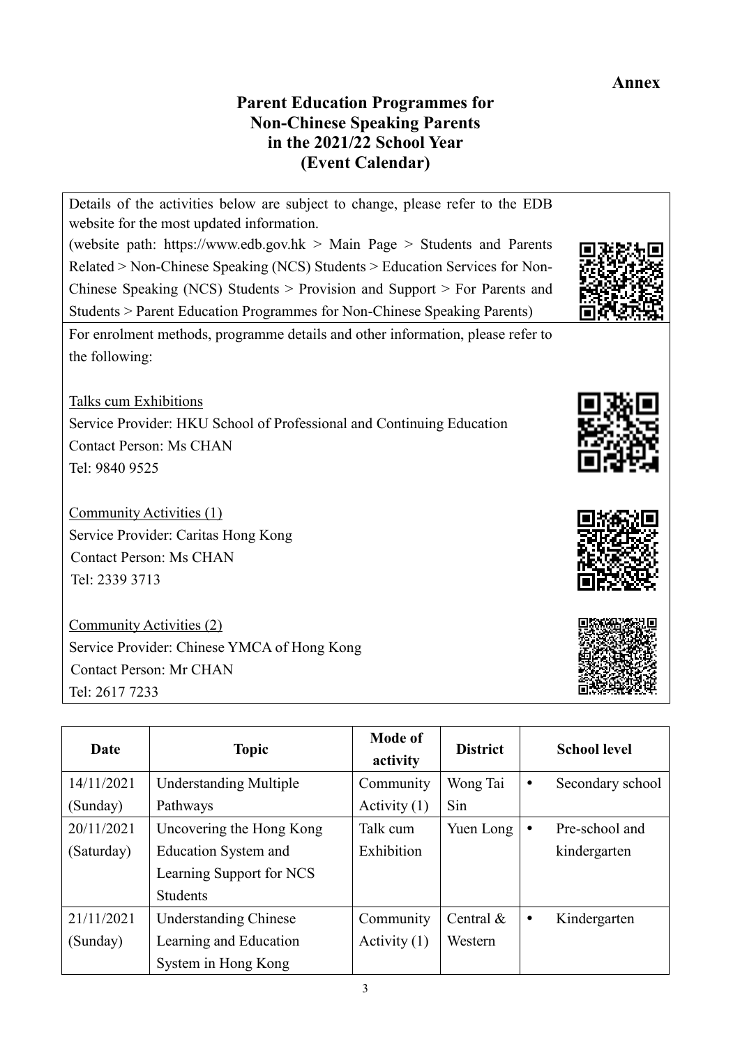**Annex**

# Parent Education Programmes for Non-Chinese Speaking Parents in the 2021/22 School Year (Event Calendar)

Details of the activities below are subject to change, please refer to the EDB website for the most updated information.
(website path: https://www.edb.gov.hk > Main Page > Students and Parents Related > Non-Chinese Speaking (NCS) Students > Education Services for Non-Chinese Speaking (NCS) Students > Provision and Support > For Parents and Students > Parent Education Programmes for Non-Chinese Speaking Parents)

For enrolment methods, programme details and other information, please refer to the following:

Talks cum Exhibitions
Service Provider: HKU School of Professional and Continuing Education
Contact Person: Ms CHAN
Tel: 9840 9525

Community Activities (1)
Service Provider: Caritas Hong Kong
Contact Person: Ms CHAN
Tel: 2339 3713

Community Activities (2)
Service Provider: Chinese YMCA of Hong Kong
Contact Person: Mr CHAN
Tel: 2617 7233

| Date | Topic | Mode of activity | District | School level |
|---|---|---|---|---|
| 14/11/2021 (Sunday) | Understanding Multiple Pathways | Community Activity (1) | Wong Tai Sin | • Secondary school |
| 20/11/2021 (Saturday) | Uncovering the Hong Kong Education System and Learning Support for NCS Students | Talk cum Exhibition | Yuen Long | • Pre-school and kindergarten |
| 21/11/2021 (Sunday) | Understanding Chinese Learning and Education System in Hong Kong | Community Activity (1) | Central & Western | • Kindergarten |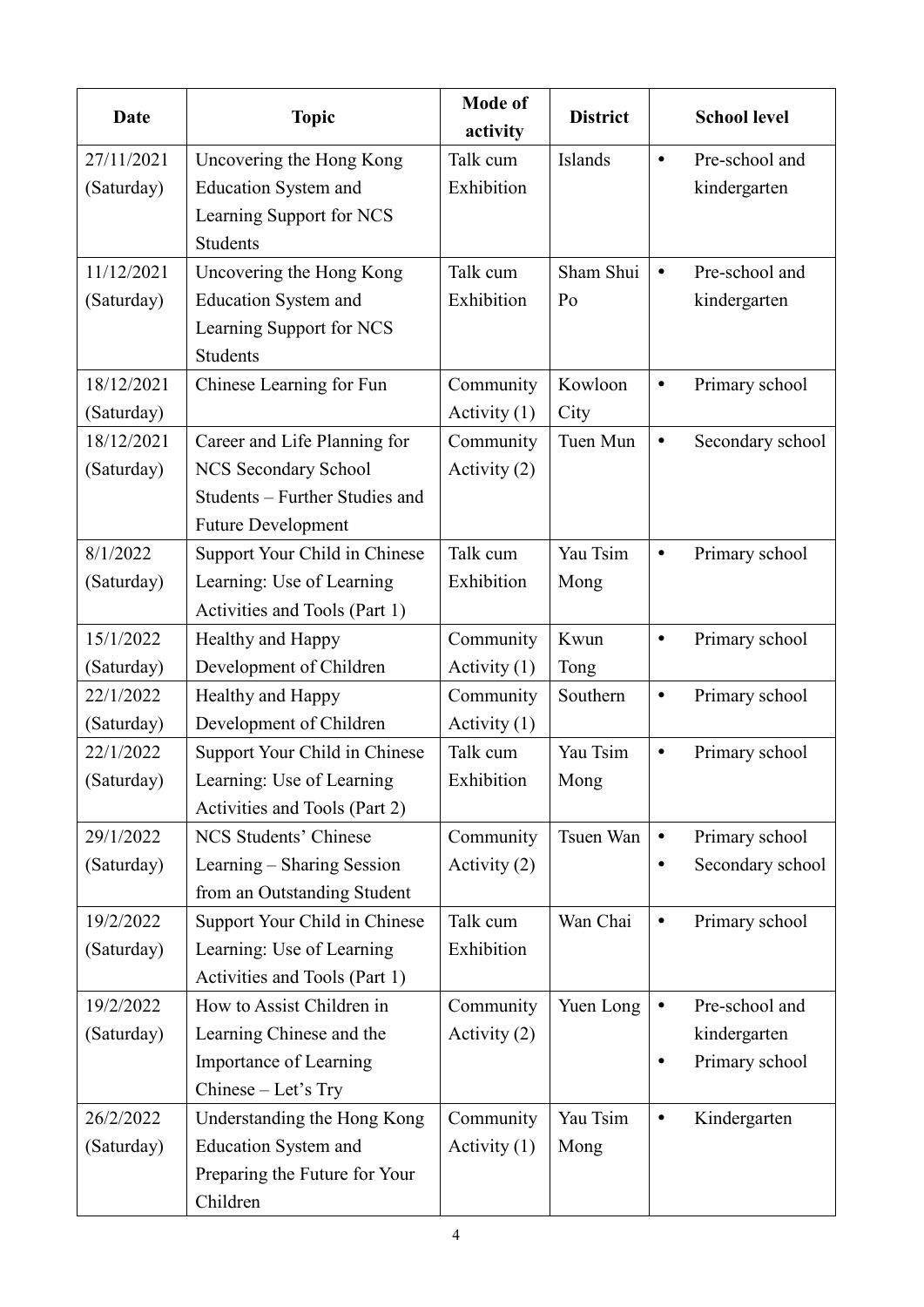| Date | Topic | Mode of activity | District | School level |
|---|---|---|---|---|
| 27/11/2021 (Saturday) | Uncovering the Hong Kong Education System and Learning Support for NCS Students | Talk cum Exhibition | Islands | • Pre-school and kindergarten |
| 11/12/2021 (Saturday) | Uncovering the Hong Kong Education System and Learning Support for NCS Students | Talk cum Exhibition | Sham Shui Po | • Pre-school and kindergarten |
| 18/12/2021 (Saturday) | Chinese Learning for Fun | Community Activity (1) | Kowloon City | • Primary school |
| 18/12/2021 (Saturday) | Career and Life Planning for NCS Secondary School Students – Further Studies and Future Development | Community Activity (2) | Tuen Mun | • Secondary school |
| 8/1/2022 (Saturday) | Support Your Child in Chinese Learning: Use of Learning Activities and Tools (Part 1) | Talk cum Exhibition | Yau Tsim Mong | • Primary school |
| 15/1/2022 (Saturday) | Healthy and Happy Development of Children | Community Activity (1) | Kwun Tong | • Primary school |
| 22/1/2022 (Saturday) | Healthy and Happy Development of Children | Community Activity (1) | Southern | • Primary school |
| 22/1/2022 (Saturday) | Support Your Child in Chinese Learning: Use of Learning Activities and Tools (Part 2) | Talk cum Exhibition | Yau Tsim Mong | • Primary school |
| 29/1/2022 (Saturday) | NCS Students' Chinese Learning – Sharing Session from an Outstanding Student | Community Activity (2) | Tsuen Wan | • Primary school<br>• Secondary school |
| 19/2/2022 (Saturday) | Support Your Child in Chinese Learning: Use of Learning Activities and Tools (Part 1) | Talk cum Exhibition | Wan Chai | • Primary school |
| 19/2/2022 (Saturday) | How to Assist Children in Learning Chinese and the Importance of Learning Chinese – Let's Try | Community Activity (2) | Yuen Long | • Pre-school and kindergarten<br>• Primary school |
| 26/2/2022 (Saturday) | Understanding the Hong Kong Education System and Preparing the Future for Your Children | Community Activity (1) | Yau Tsim Mong | • Kindergarten |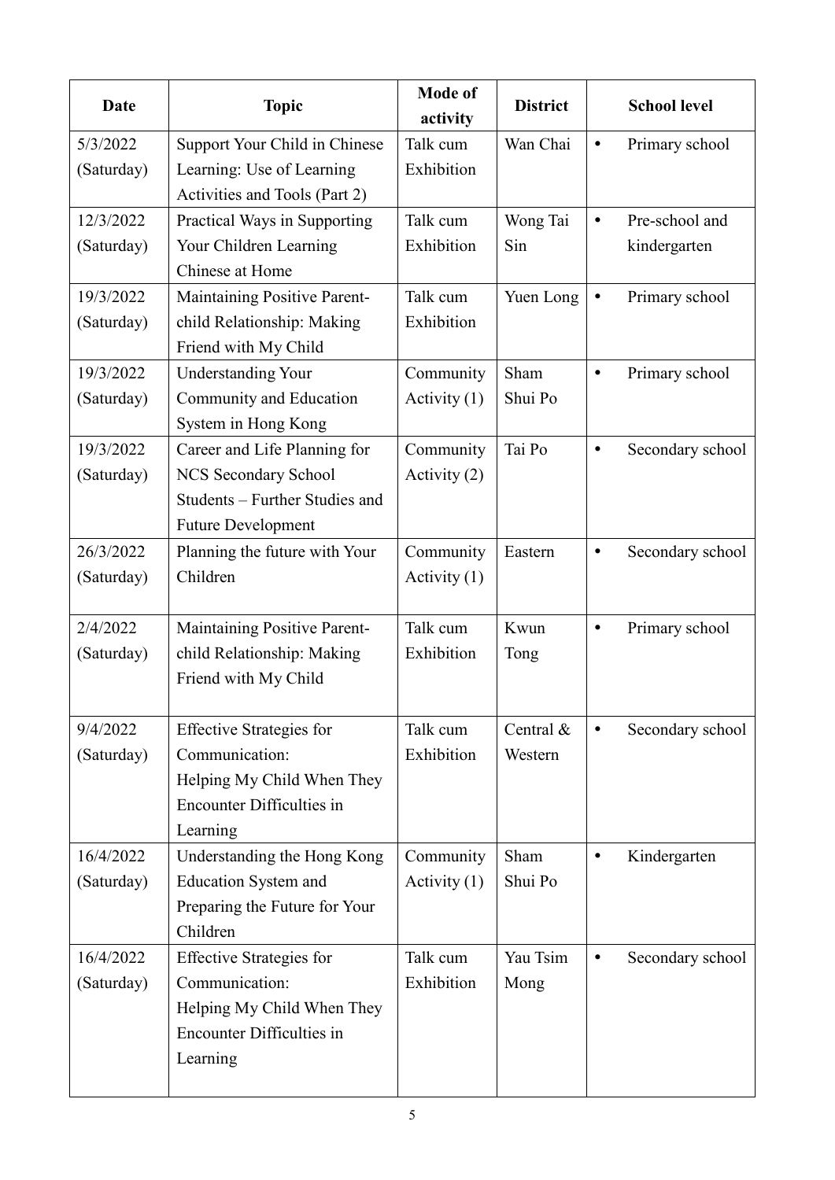| Date | Topic | Mode of activity | District | School level |
|---|---|---|---|---|
| 5/3/2022 (Saturday) | Support Your Child in Chinese Learning: Use of Learning Activities and Tools (Part 2) | Talk cum Exhibition | Wan Chai | • Primary school |
| 12/3/2022 (Saturday) | Practical Ways in Supporting Your Children Learning Chinese at Home | Talk cum Exhibition | Wong Tai Sin | • Pre-school and kindergarten |
| 19/3/2022 (Saturday) | Maintaining Positive Parent-child Relationship: Making Friend with My Child | Talk cum Exhibition | Yuen Long | • Primary school |
| 19/3/2022 (Saturday) | Understanding Your Community and Education System in Hong Kong | Community Activity (1) | Sham Shui Po | • Primary school |
| 19/3/2022 (Saturday) | Career and Life Planning for NCS Secondary School Students – Further Studies and Future Development | Community Activity (2) | Tai Po | • Secondary school |
| 26/3/2022 (Saturday) | Planning the future with Your Children | Community Activity (1) | Eastern | • Secondary school |
| 2/4/2022 (Saturday) | Maintaining Positive Parent-child Relationship: Making Friend with My Child | Talk cum Exhibition | Kwun Tong | • Primary school |
| 9/4/2022 (Saturday) | Effective Strategies for Communication: Helping My Child When They Encounter Difficulties in Learning | Talk cum Exhibition | Central & Western | • Secondary school |
| 16/4/2022 (Saturday) | Understanding the Hong Kong Education System and Preparing the Future for Your Children | Community Activity (1) | Sham Shui Po | • Kindergarten |
| 16/4/2022 (Saturday) | Effective Strategies for Communication: Helping My Child When They Encounter Difficulties in Learning | Talk cum Exhibition | Yau Tsim Mong | • Secondary school |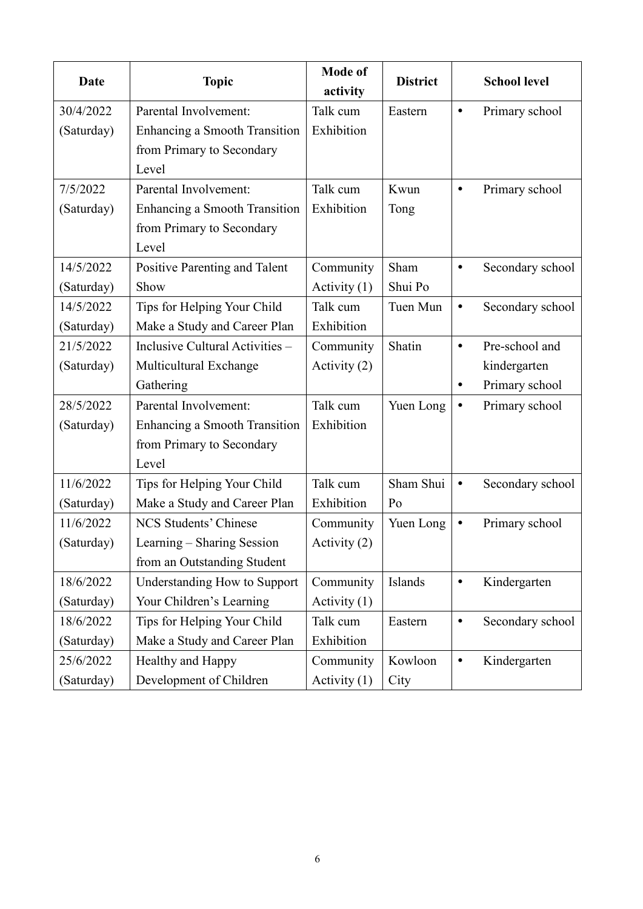| Date | Topic | Mode of activity | District | School level |
|---|---|---|---|---|
| 30/4/2022 (Saturday) | Parental Involvement: Enhancing a Smooth Transition from Primary to Secondary Level | Talk cum Exhibition | Eastern | • Primary school |
| 7/5/2022 (Saturday) | Parental Involvement: Enhancing a Smooth Transition from Primary to Secondary Level | Talk cum Exhibition | Kwun Tong | • Primary school |
| 14/5/2022 (Saturday) | Positive Parenting and Talent Show | Community Activity (1) | Sham Shui Po | • Secondary school |
| 14/5/2022 (Saturday) | Tips for Helping Your Child Make a Study and Career Plan | Talk cum Exhibition | Tuen Mun | • Secondary school |
| 21/5/2022 (Saturday) | Inclusive Cultural Activities – Multicultural Exchange Gathering | Community Activity (2) | Shatin | • Pre-school and kindergarten<br>• Primary school |
| 28/5/2022 (Saturday) | Parental Involvement: Enhancing a Smooth Transition from Primary to Secondary Level | Talk cum Exhibition | Yuen Long | • Primary school |
| 11/6/2022 (Saturday) | Tips for Helping Your Child Make a Study and Career Plan | Talk cum Exhibition | Sham Shui Po | • Secondary school |
| 11/6/2022 (Saturday) | NCS Students' Chinese Learning – Sharing Session from an Outstanding Student | Community Activity (2) | Yuen Long | • Primary school |
| 18/6/2022 (Saturday) | Understanding How to Support Your Children's Learning | Community Activity (1) | Islands | • Kindergarten |
| 18/6/2022 (Saturday) | Tips for Helping Your Child Make a Study and Career Plan | Talk cum Exhibition | Eastern | • Secondary school |
| 25/6/2022 (Saturday) | Healthy and Happy Development of Children | Community Activity (1) | Kowloon City | • Kindergarten |